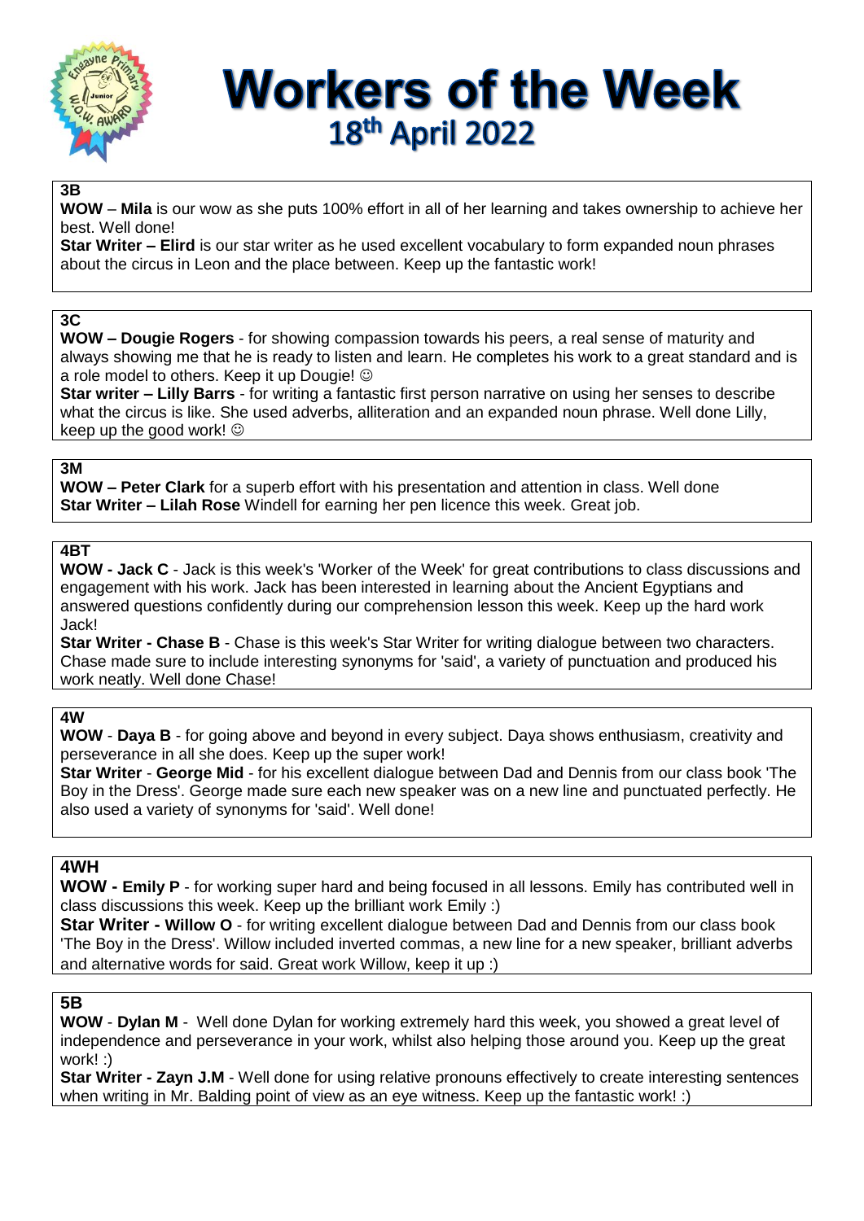# Workers of the Week

## 18th April 2022

### 3B

**WOW** – **Mila** is our wow as she puts 100% effort in all of her learning and takes ownership to achieve her best. Well done!

**Star Writer – Elird** is our star writer as he used excellent vocabulary to form expanded noun phrases about the circus in Leon and the place between. Keep up the fantastic work!

### 3C

**WOW – Dougie Rogers** - for showing compassion towards his peers, a real sense of maturity and always showing me that he is ready to listen and learn. He completes his work to a great standard and is a role model to others. Keep it up Dougie! ☺

**Star writer – Lilly Barrs** - for writing a fantastic first person narrative on using her senses to describe what the circus is like. She used adverbs, alliteration and an expanded noun phrase. Well done Lilly, keep up the good work! ☺

### 3M

**WOW – Peter Clark** for a superb effort with his presentation and attention in class. Well done

**Star Writer – Lilah Rose** Windell for earning her pen licence this week. Great job.

### 4BT

**WOW - Jack C** - Jack is this week's 'Worker of the Week' for great contributions to class discussions and engagement with his work. Jack has been interested in learning about the Ancient Egyptians and answered questions confidently during our comprehension lesson this week. Keep up the hard work Jack!

**Star Writer - Chase B** - Chase is this week's Star Writer for writing dialogue between two characters. Chase made sure to include interesting synonyms for 'said', a variety of punctuation and produced his work neatly. Well done Chase!

### 4W

**WOW** - **Daya B** - for going above and beyond in every subject. Daya shows enthusiasm, creativity and perseverance in all she does. Keep up the super work!

**Star Writer** - **George Mid** - for his excellent dialogue between Dad and Dennis from our class book 'The Boy in the Dress'. George made sure each new speaker was on a new line and punctuated perfectly. He also used a variety of synonyms for 'said'. Well done!

### 4WH

**WOW - Emily P** - for working super hard and being focused in all lessons. Emily has contributed well in class discussions this week. Keep up the brilliant work Emily :)

**Star Writer - Willow O** - for writing excellent dialogue between Dad and Dennis from our class book 'The Boy in the Dress'. Willow included inverted commas, a new line for a new speaker, brilliant adverbs and alternative words for said. Great work Willow, keep it up :)

### 5B

**WOW** - **Dylan M** - Well done Dylan for working extremely hard this week, you showed a great level of independence and perseverance in your work, whilst also helping those around you. Keep up the great work! :)

**Star Writer - Zayn J.M** - Well done for using relative pronouns effectively to create interesting sentences when writing in Mr. Balding point of view as an eye witness. Keep up the fantastic work! :)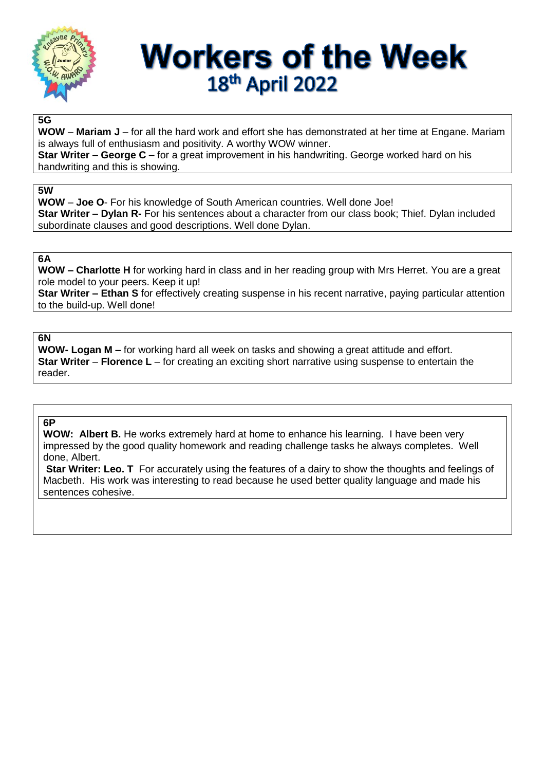# Workers of the Week

## 18th April 2022

**5G**

**WOW** – **Mariam J** – for all the hard work and effort she has demonstrated at her time at Engane. Mariam is always full of enthusiasm and positivity. A worthy WOW winner.

**Star Writer – George C –** for a great improvement in his handwriting. George worked hard on his handwriting and this is showing.

**5W**

**WOW** – **Joe O**- For his knowledge of South American countries. Well done Joe!

**Star Writer – Dylan R-** For his sentences about a character from our class book; Thief. Dylan included subordinate clauses and good descriptions. Well done Dylan.

**6A**

**WOW – Charlotte H** for working hard in class and in her reading group with Mrs Herret. You are a great role model to your peers. Keep it up!

**Star Writer – Ethan S** for effectively creating suspense in his recent narrative, paying particular attention to the build-up. Well done!

**6N**

**WOW- Logan M –** for working hard all week on tasks and showing a great attitude and effort.

**Star Writer** – **Florence L** – for creating an exciting short narrative using suspense to entertain the reader.

**6P**

**WOW: Albert B.** He works extremely hard at home to enhance his learning. I have been very impressed by the good quality homework and reading challenge tasks he always completes. Well done, Albert.

**Star Writer: Leo. T** For accurately using the features of a dairy to show the thoughts and feelings of Macbeth. His work was interesting to read because he used better quality language and made his sentences cohesive.